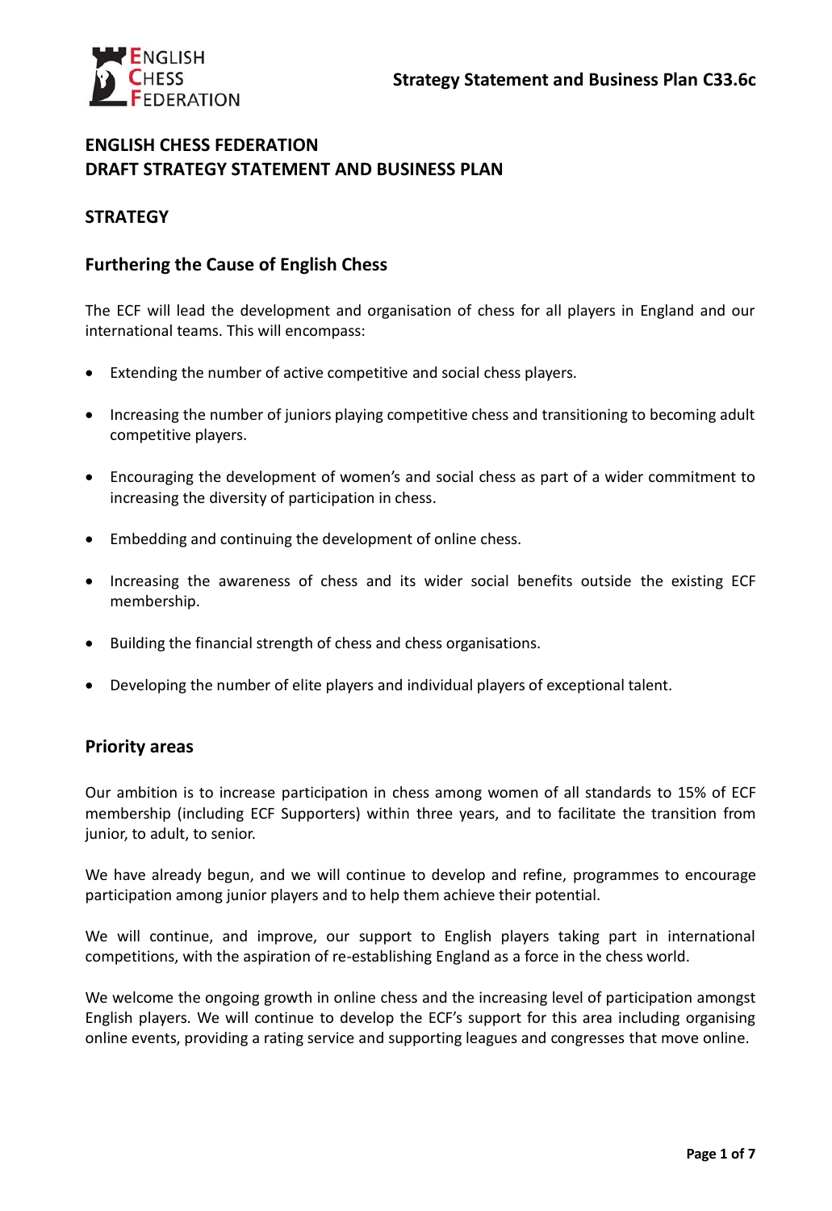# ENGLISH CHESS FEDERATION
# DRAFT STRATEGY STATEMENT AND BUSINESS PLAN

## STRATEGY

### Furthering the Cause of English Chess

The ECF will lead the development and organisation of chess for all players in England and our international teams. This will encompass:

- Extending the number of active competitive and social chess players.
- Increasing the number of juniors playing competitive chess and transitioning to becoming adult competitive players.
- Encouraging the development of women's and social chess as part of a wider commitment to increasing the diversity of participation in chess.
- Embedding and continuing the development of online chess.
- Increasing the awareness of chess and its wider social benefits outside the existing ECF membership.
- Building the financial strength of chess and chess organisations.
- Developing the number of elite players and individual players of exceptional talent.

### Priority areas

Our ambition is to increase participation in chess among women of all standards to 15% of ECF membership (including ECF Supporters) within three years, and to facilitate the transition from junior, to adult, to senior.

We have already begun, and we will continue to develop and refine, programmes to encourage participation among junior players and to help them achieve their potential.

We will continue, and improve, our support to English players taking part in international competitions, with the aspiration of re-establishing England as a force in the chess world.

We welcome the ongoing growth in online chess and the increasing level of participation amongst English players. We will continue to develop the ECF's support for this area including organising online events, providing a rating service and supporting leagues and congresses that move online.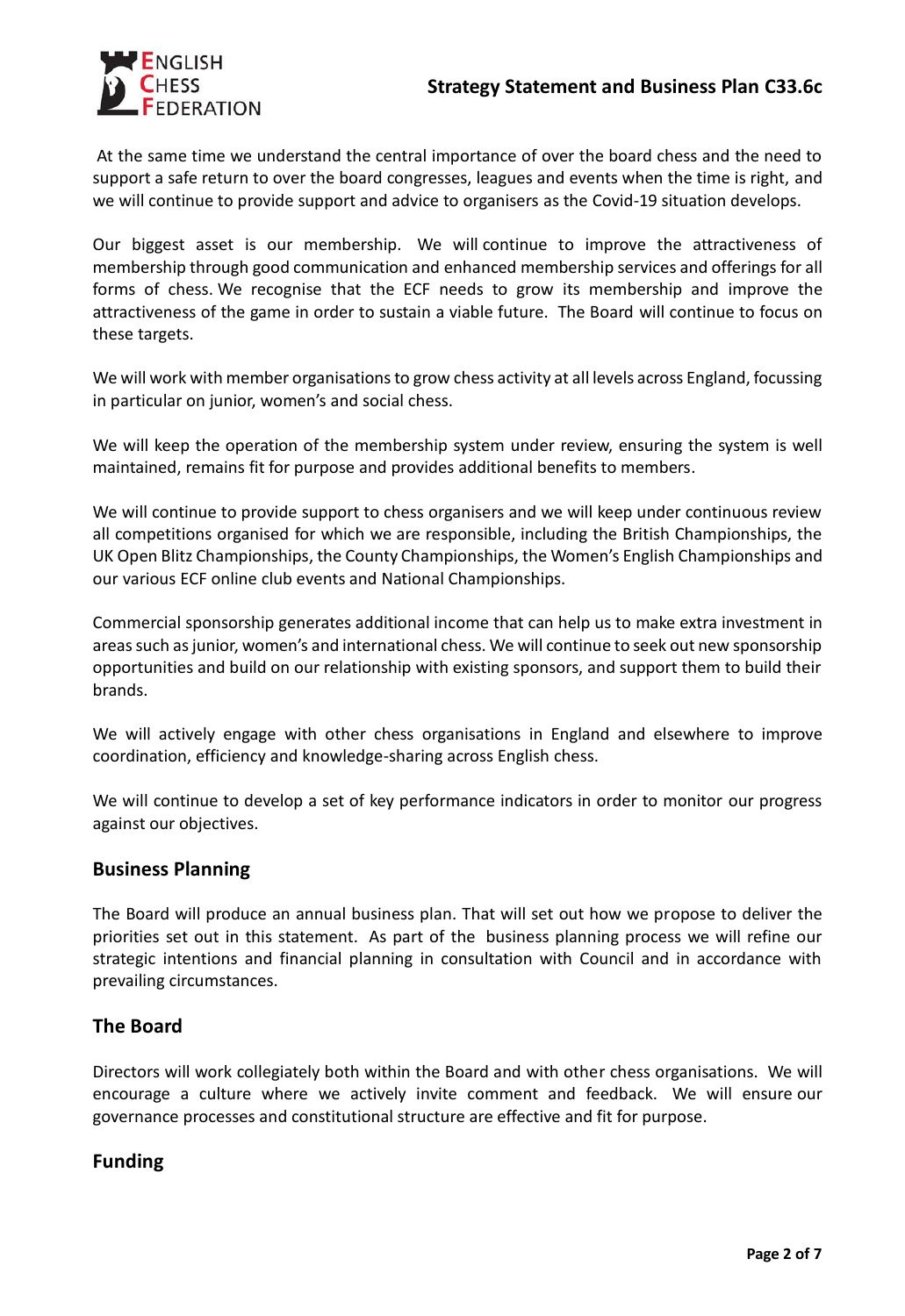At the same time we understand the central importance of over the board chess and the need to support a safe return to over the board congresses, leagues and events when the time is right, and we will continue to provide support and advice to organisers as the Covid-19 situation develops.

Our biggest asset is our membership. We will continue to improve the attractiveness of membership through good communication and enhanced membership services and offerings for all forms of chess. We recognise that the ECF needs to grow its membership and improve the attractiveness of the game in order to sustain a viable future. The Board will continue to focus on these targets.

We will work with member organisations to grow chess activity at all levels across England, focussing in particular on junior, women's and social chess.

We will keep the operation of the membership system under review, ensuring the system is well maintained, remains fit for purpose and provides additional benefits to members.

We will continue to provide support to chess organisers and we will keep under continuous review all competitions organised for which we are responsible, including the British Championships, the UK Open Blitz Championships, the County Championships, the Women's English Championships and our various ECF online club events and National Championships.

Commercial sponsorship generates additional income that can help us to make extra investment in areas such as junior, women's and international chess. We will continue to seek out new sponsorship opportunities and build on our relationship with existing sponsors, and support them to build their brands.

We will actively engage with other chess organisations in England and elsewhere to improve coordination, efficiency and knowledge-sharing across English chess.

We will continue to develop a set of key performance indicators in order to monitor our progress against our objectives.

## Business Planning

The Board will produce an annual business plan. That will set out how we propose to deliver the priorities set out in this statement. As part of the business planning process we will refine our strategic intentions and financial planning in consultation with Council and in accordance with prevailing circumstances.

## The Board

Directors will work collegiately both within the Board and with other chess organisations. We will encourage a culture where we actively invite comment and feedback. We will ensure our governance processes and constitutional structure are effective and fit for purpose.

## Funding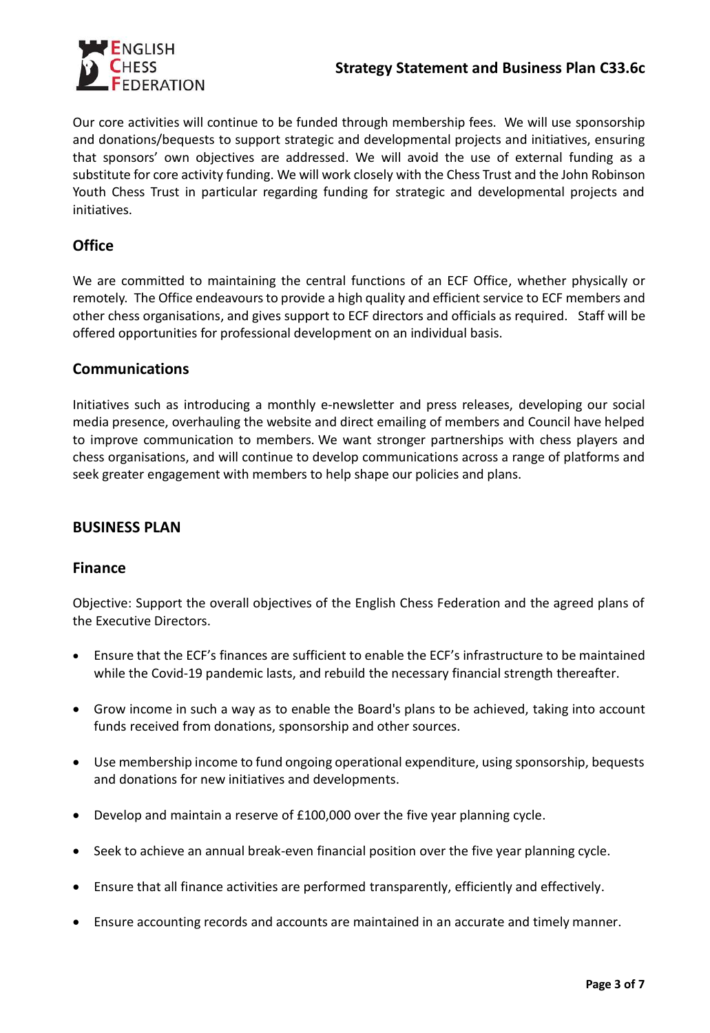Our core activities will continue to be funded through membership fees. We will use sponsorship and donations/bequests to support strategic and developmental projects and initiatives, ensuring that sponsors' own objectives are addressed. We will avoid the use of external funding as a substitute for core activity funding. We will work closely with the Chess Trust and the John Robinson Youth Chess Trust in particular regarding funding for strategic and developmental projects and initiatives.

## Office

We are committed to maintaining the central functions of an ECF Office, whether physically or remotely. The Office endeavours to provide a high quality and efficient service to ECF members and other chess organisations, and gives support to ECF directors and officials as required. Staff will be offered opportunities for professional development on an individual basis.

## Communications

Initiatives such as introducing a monthly e-newsletter and press releases, developing our social media presence, overhauling the website and direct emailing of members and Council have helped to improve communication to members. We want stronger partnerships with chess players and chess organisations, and will continue to develop communications across a range of platforms and seek greater engagement with members to help shape our policies and plans.

# BUSINESS PLAN

## Finance

Objective: Support the overall objectives of the English Chess Federation and the agreed plans of the Executive Directors.

- Ensure that the ECF's finances are sufficient to enable the ECF's infrastructure to be maintained while the Covid-19 pandemic lasts, and rebuild the necessary financial strength thereafter.
- Grow income in such a way as to enable the Board's plans to be achieved, taking into account funds received from donations, sponsorship and other sources.
- Use membership income to fund ongoing operational expenditure, using sponsorship, bequests and donations for new initiatives and developments.
- Develop and maintain a reserve of £100,000 over the five year planning cycle.
- Seek to achieve an annual break-even financial position over the five year planning cycle.
- Ensure that all finance activities are performed transparently, efficiently and effectively.
- Ensure accounting records and accounts are maintained in an accurate and timely manner.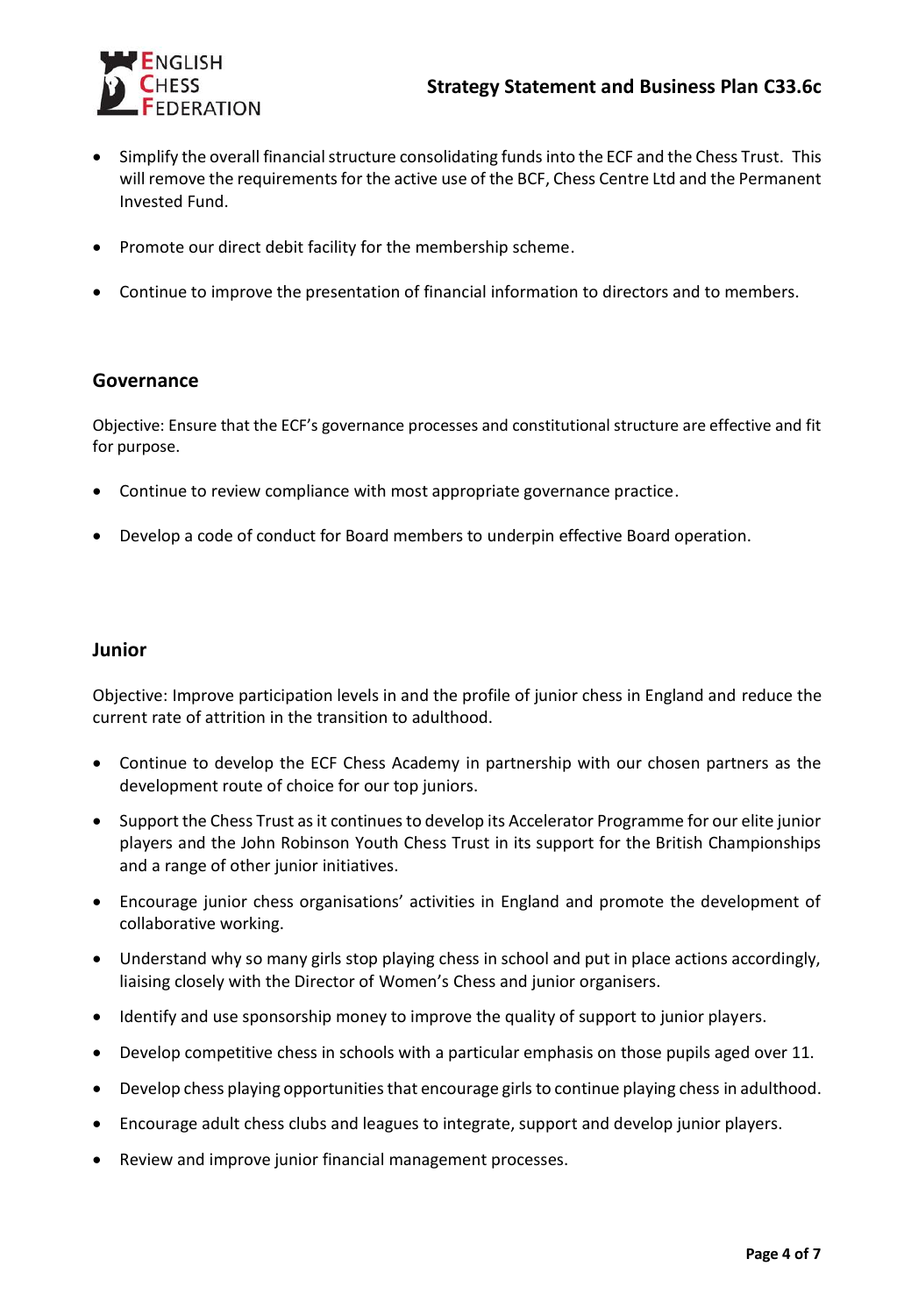- Simplify the overall financial structure consolidating funds into the ECF and the Chess Trust. This will remove the requirements for the active use of the BCF, Chess Centre Ltd and the Permanent Invested Fund.
- Promote our direct debit facility for the membership scheme.
- Continue to improve the presentation of financial information to directors and to members.

## Governance

Objective: Ensure that the ECF's governance processes and constitutional structure are effective and fit for purpose.

- Continue to review compliance with most appropriate governance practice.
- Develop a code of conduct for Board members to underpin effective Board operation.

## Junior

Objective: Improve participation levels in and the profile of junior chess in England and reduce the current rate of attrition in the transition to adulthood.

- Continue to develop the ECF Chess Academy in partnership with our chosen partners as the development route of choice for our top juniors.
- Support the Chess Trust as it continues to develop its Accelerator Programme for our elite junior players and the John Robinson Youth Chess Trust in its support for the British Championships and a range of other junior initiatives.
- Encourage junior chess organisations' activities in England and promote the development of collaborative working.
- Understand why so many girls stop playing chess in school and put in place actions accordingly, liaising closely with the Director of Women's Chess and junior organisers.
- Identify and use sponsorship money to improve the quality of support to junior players.
- Develop competitive chess in schools with a particular emphasis on those pupils aged over 11.
- Develop chess playing opportunities that encourage girls to continue playing chess in adulthood.
- Encourage adult chess clubs and leagues to integrate, support and develop junior players.
- Review and improve junior financial management processes.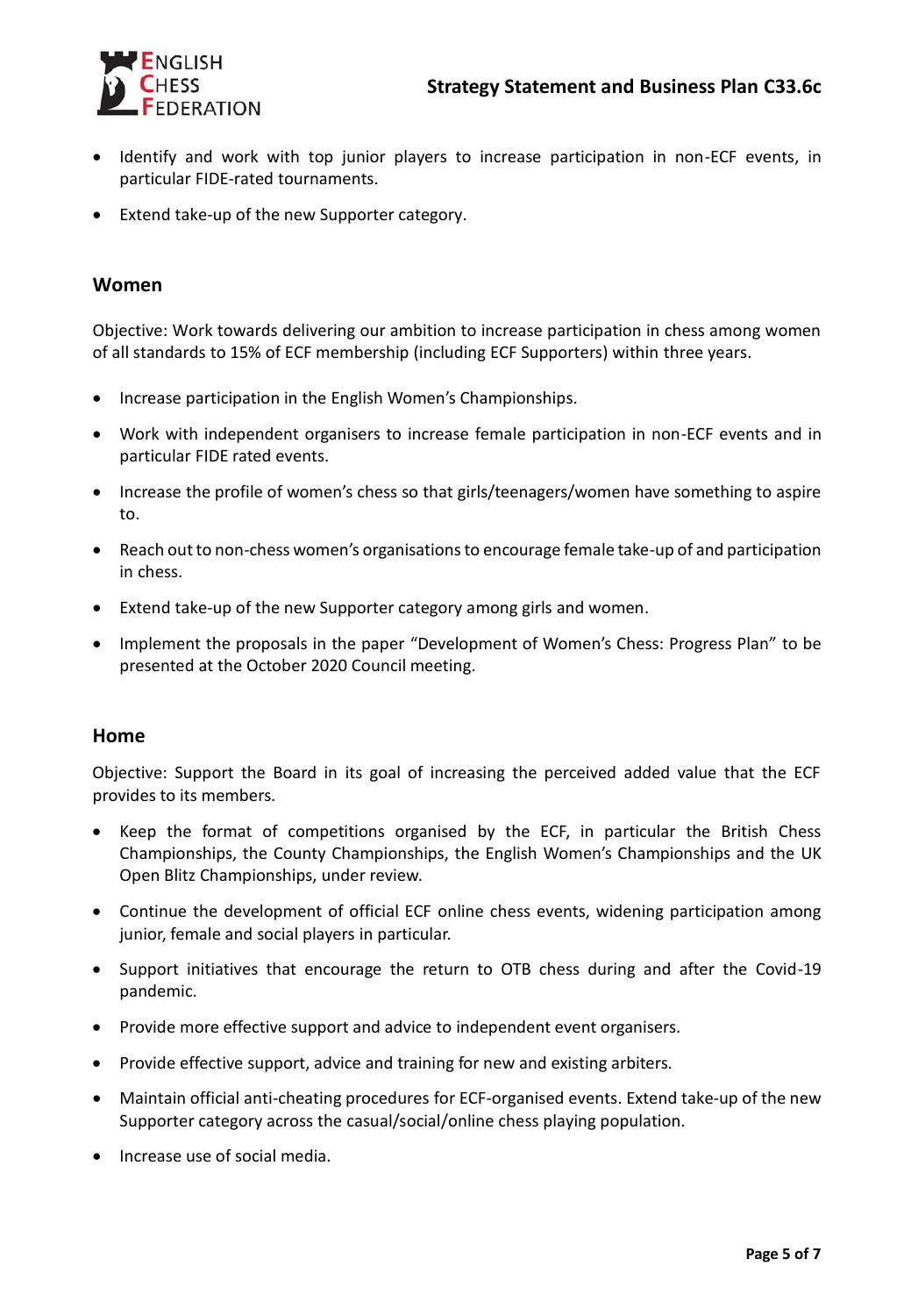- Identify and work with top junior players to increase participation in non-ECF events, in particular FIDE-rated tournaments.
- Extend take-up of the new Supporter category.

## Women

Objective: Work towards delivering our ambition to increase participation in chess among women of all standards to 15% of ECF membership (including ECF Supporters) within three years.

- Increase participation in the English Women's Championships.
- Work with independent organisers to increase female participation in non-ECF events and in particular FIDE rated events.
- Increase the profile of women's chess so that girls/teenagers/women have something to aspire to.
- Reach out to non-chess women's organisations to encourage female take-up of and participation in chess.
- Extend take-up of the new Supporter category among girls and women.
- Implement the proposals in the paper "Development of Women's Chess: Progress Plan" to be presented at the October 2020 Council meeting.

## Home

Objective: Support the Board in its goal of increasing the perceived added value that the ECF provides to its members.

- Keep the format of competitions organised by the ECF, in particular the British Chess Championships, the County Championships, the English Women's Championships and the UK Open Blitz Championships, under review.
- Continue the development of official ECF online chess events, widening participation among junior, female and social players in particular.
- Support initiatives that encourage the return to OTB chess during and after the Covid-19 pandemic.
- Provide more effective support and advice to independent event organisers.
- Provide effective support, advice and training for new and existing arbiters.
- Maintain official anti-cheating procedures for ECF-organised events. Extend take-up of the new Supporter category across the casual/social/online chess playing population.
- Increase use of social media.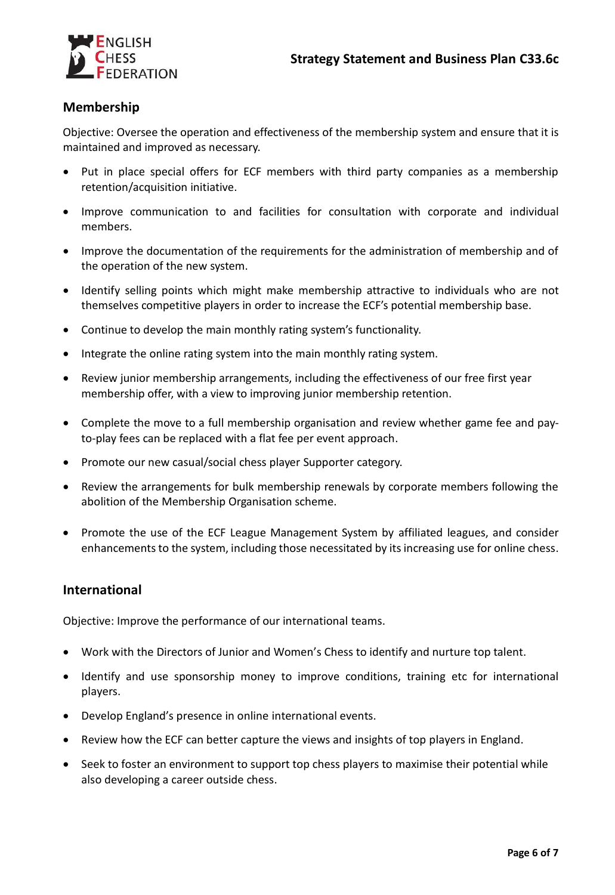## Membership

Objective: Oversee the operation and effectiveness of the membership system and ensure that it is maintained and improved as necessary.

- Put in place special offers for ECF members with third party companies as a membership retention/acquisition initiative.
- Improve communication to and facilities for consultation with corporate and individual members.
- Improve the documentation of the requirements for the administration of membership and of the operation of the new system.
- Identify selling points which might make membership attractive to individuals who are not themselves competitive players in order to increase the ECF's potential membership base.
- Continue to develop the main monthly rating system's functionality.
- Integrate the online rating system into the main monthly rating system.
- Review junior membership arrangements, including the effectiveness of our free first year membership offer, with a view to improving junior membership retention.
- Complete the move to a full membership organisation and review whether game fee and pay-to-play fees can be replaced with a flat fee per event approach.
- Promote our new casual/social chess player Supporter category.
- Review the arrangements for bulk membership renewals by corporate members following the abolition of the Membership Organisation scheme.
- Promote the use of the ECF League Management System by affiliated leagues, and consider enhancements to the system, including those necessitated by its increasing use for online chess.

## International

Objective: Improve the performance of our international teams.

- Work with the Directors of Junior and Women's Chess to identify and nurture top talent.
- Identify and use sponsorship money to improve conditions, training etc for international players.
- Develop England's presence in online international events.
- Review how the ECF can better capture the views and insights of top players in England.
- Seek to foster an environment to support top chess players to maximise their potential while also developing a career outside chess.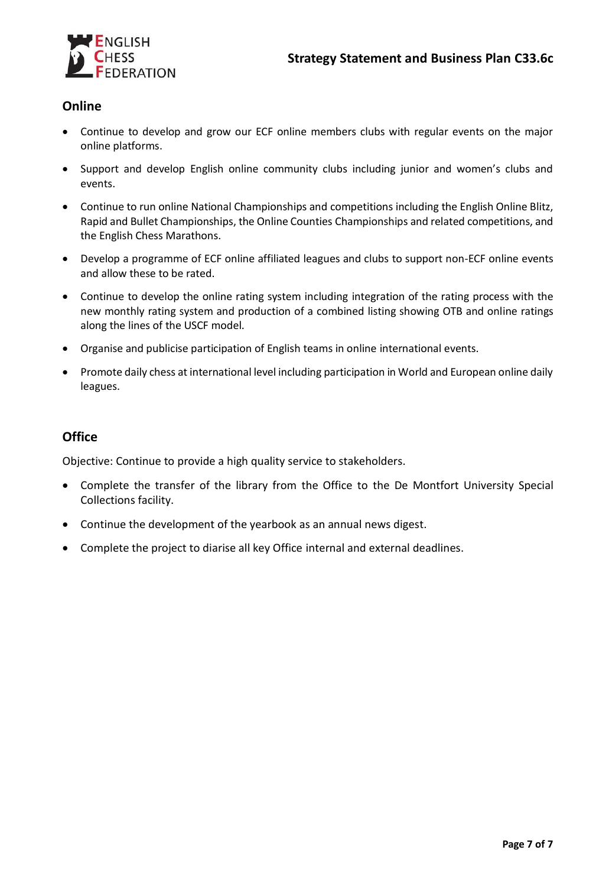## Online

- Continue to develop and grow our ECF online members clubs with regular events on the major online platforms.
- Support and develop English online community clubs including junior and women's clubs and events.
- Continue to run online National Championships and competitions including the English Online Blitz, Rapid and Bullet Championships, the Online Counties Championships and related competitions, and the English Chess Marathons.
- Develop a programme of ECF online affiliated leagues and clubs to support non-ECF online events and allow these to be rated.
- Continue to develop the online rating system including integration of the rating process with the new monthly rating system and production of a combined listing showing OTB and online ratings along the lines of the USCF model.
- Organise and publicise participation of English teams in online international events.
- Promote daily chess at international level including participation in World and European online daily leagues.

## Office

Objective: Continue to provide a high quality service to stakeholders.

- Complete the transfer of the library from the Office to the De Montfort University Special Collections facility.
- Continue the development of the yearbook as an annual news digest.
- Complete the project to diarise all key Office internal and external deadlines.